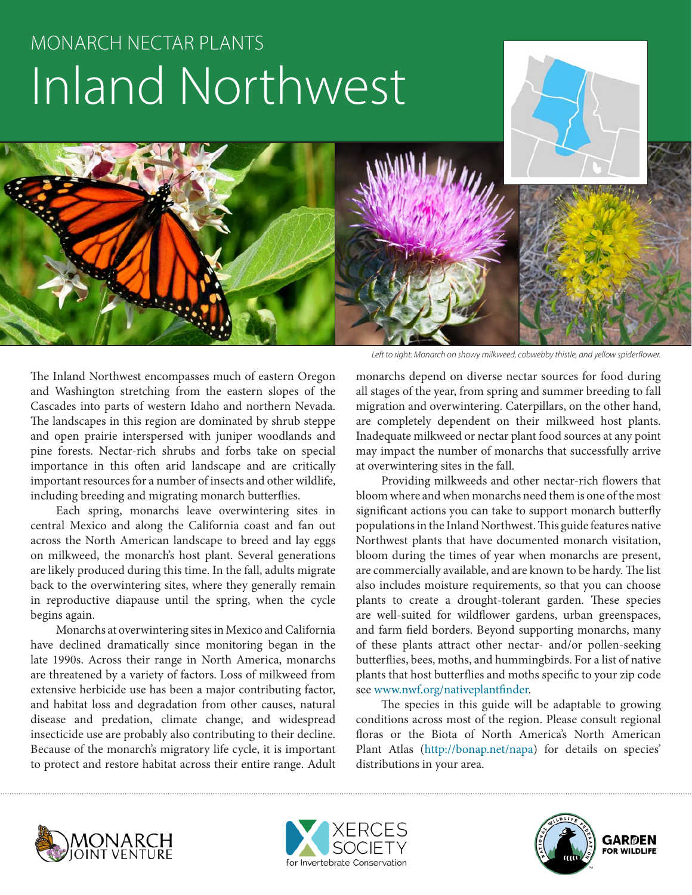# MONARCH NECTAR PLANTS

# Inland Northwest

*Left to right: Monarch on showy milkweed, cobwebby thistle, and yellow spiderflower.*

The Inland Northwest encompasses much of eastern Oregon and Washington stretching from the eastern slopes of the Cascades into parts of western Idaho and northern Nevada. The landscapes in this region are dominated by shrub steppe and open prairie interspersed with juniper woodlands and pine forests. Nectar-rich shrubs and forbs take on special importance in this often arid landscape and are critically important resources for a number of insects and other wildlife, including breeding and migrating monarch butterflies.

Each spring, monarchs leave overwintering sites in central Mexico and along the California coast and fan out across the North American landscape to breed and lay eggs on milkweed, the monarch's host plant. Several generations are likely produced during this time. In the fall, adults migrate back to the overwintering sites, where they generally remain in reproductive diapause until the spring, when the cycle begins again.

Monarchs at overwintering sites in Mexico and California have declined dramatically since monitoring began in the late 1990s. Across their range in North America, monarchs are threatened by a variety of factors. Loss of milkweed from extensive herbicide use has been a major contributing factor, and habitat loss and degradation from other causes, natural disease and predation, climate change, and widespread insecticide use are probably also contributing to their decline. Because of the monarch's migratory life cycle, it is important to protect and restore habitat across their entire range. Adult monarchs depend on diverse nectar sources for food during all stages of the year, from spring and summer breeding to fall migration and overwintering. Caterpillars, on the other hand, are completely dependent on their milkweed host plants. Inadequate milkweed or nectar plant food sources at any point may impact the number of monarchs that successfully arrive at overwintering sites in the fall.

Providing milkweeds and other nectar-rich flowers that bloom where and when monarchs need them is one of the most significant actions you can take to support monarch butterfly populations in the Inland Northwest. This guide features native Northwest plants that have documented monarch visitation, bloom during the times of year when monarchs are present, are commercially available, and are known to be hardy. The list also includes moisture requirements, so that you can choose plants to create a drought-tolerant garden. These species are well-suited for wildflower gardens, urban greenspaces, and farm field borders. Beyond supporting monarchs, many of these plants attract other nectar- and/or pollen-seeking butterflies, bees, moths, and hummingbirds. For a list of native plants that host butterflies and moths specific to your zip code see www.nwf.org/nativeplantfinder.

The species in this guide will be adaptable to growing conditions across most of the region. Please consult regional floras or the Biota of North America's North American Plant Atlas (http://bonap.net/napa) for details on species' distributions in your area.

MONARCH JOINT VENTURE | XERCES SOCIETY for Invertebrate Conservation | NATIONAL WILDLIFE FEDERATION GARDEN FOR WILDLIFE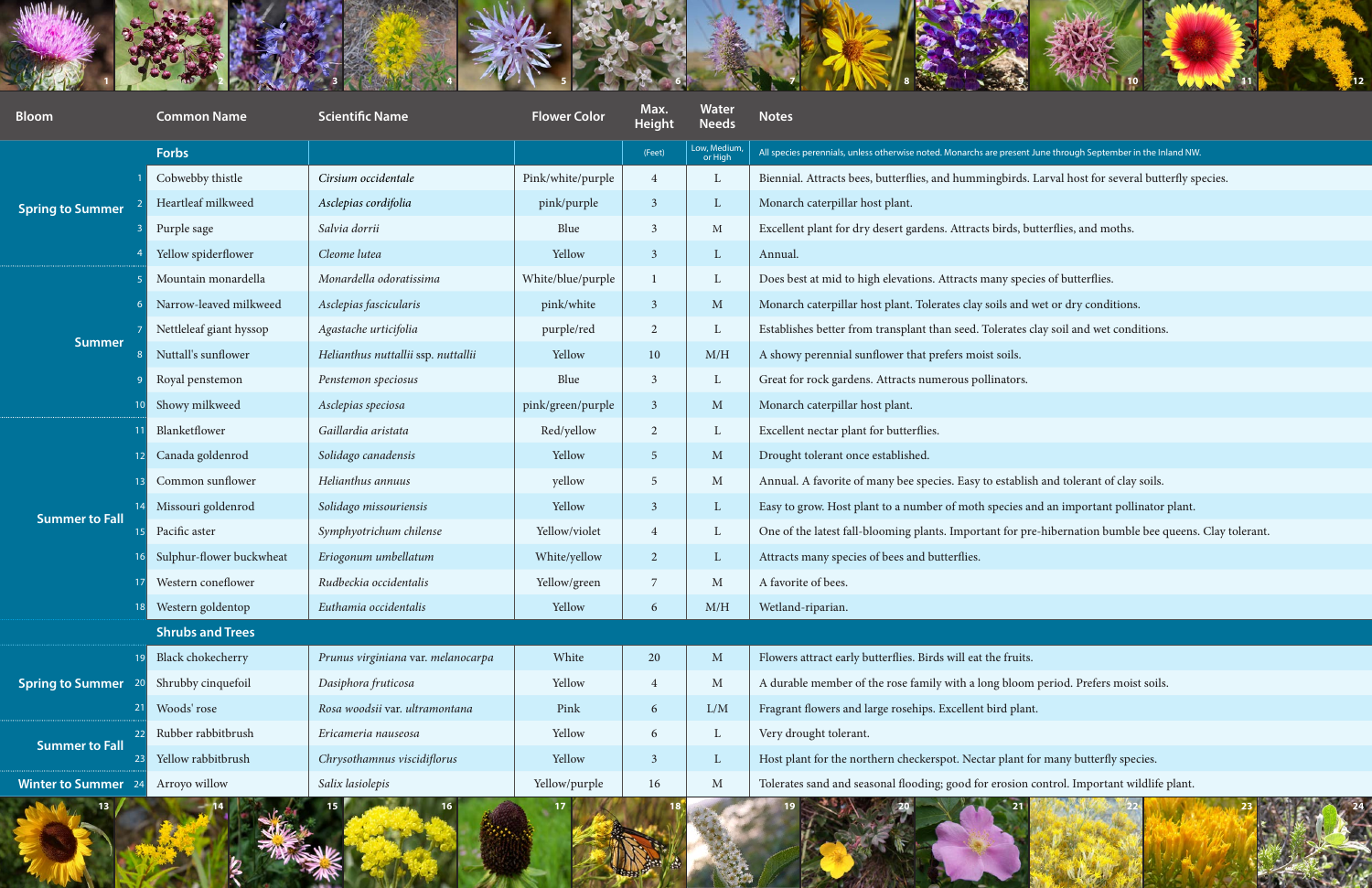| Bloom | | Common Name | Scientific Name | Flower Color | Max. Height | Water Needs | Notes |
|---|---|---|---|---|---|---|---|
| | | **Forbs** | | | (Feet) | Low, Medium, or High | All species perennials, unless otherwise noted. Monarchs are present June through September in the Inland NW. |
| Spring to Summer | 1 | Cobwebby thistle | *Cirsium occidentale* | Pink/white/purple | 4 | L | Biennial. Attracts bees, butterflies, and hummingbirds. Larval host for several butterfly species. |
| | 2 | Heartleaf milkweed | *Asclepias cordifolia* | pink/purple | 3 | L | Monarch caterpillar host plant. |
| | 3 | Purple sage | *Salvia dorrii* | Blue | 3 | M | Excellent plant for dry desert gardens. Attracts birds, butterflies, and moths. |
| | 4 | Yellow spiderflower | *Cleome lutea* | Yellow | 3 | L | Annual. |
| Summer | 5 | Mountain monardella | *Monardella odoratissima* | White/blue/purple | 1 | L | Does best at mid to high elevations. Attracts many species of butterflies. |
| | 6 | Narrow-leaved milkweed | *Asclepias fascicularis* | pink/white | 3 | M | Monarch caterpillar host plant. Tolerates clay soils and wet or dry conditions. |
| | 7 | Nettleleaf giant hyssop | *Agastache urticifolia* | purple/red | 2 | L | Establishes better from transplant than seed. Tolerates clay soil and wet conditions. |
| | 8 | Nuttall's sunflower | *Helianthus nuttallii* ssp. *nuttallii* | Yellow | 10 | M/H | A showy perennial sunflower that prefers moist soils. |
| | 9 | Royal penstemon | *Penstemon speciosus* | Blue | 3 | L | Great for rock gardens. Attracts numerous pollinators. |
| | 10 | Showy milkweed | *Asclepias speciosa* | pink/green/purple | 3 | M | Monarch caterpillar host plant. |
| Summer to Fall | 11 | Blanketflower | *Gaillardia aristata* | Red/yellow | 2 | L | Excellent nectar plant for butterflies. |
| | 12 | Canada goldenrod | *Solidago canadensis* | Yellow | 5 | M | Drought tolerant once established. |
| | 13 | Common sunflower | *Helianthus annuus* | yellow | 5 | M | Annual. A favorite of many bee species. Easy to establish and tolerant of clay soils. |
| | 14 | Missouri goldenrod | *Solidago missouriensis* | Yellow | 3 | L | Easy to grow. Host plant to a number of moth species and an important pollinator plant. |
| | 15 | Pacific aster | *Symphyotrichum chilense* | Yellow/violet | 4 | L | One of the latest fall-blooming plants. Important for pre-hibernation bumble bee queens. Clay tolerant. |
| | 16 | Sulphur-flower buckwheat | *Eriogonum umbellatum* | White/yellow | 2 | L | Attracts many species of bees and butterflies. |
| | 17 | Western coneflower | *Rudbeckia occidentalis* | Yellow/green | 7 | M | A favorite of bees. |
| | 18 | Western goldentop | *Euthamia occidentalis* | Yellow | 6 | M/H | Wetland-riparian. |
| | | **Shrubs and Trees** | | | | | |
| Spring to Summer | 19 | Black chokecherry | *Prunus virginiana* var. *melanocarpa* | White | 20 | M | Flowers attract early butterflies. Birds will eat the fruits. |
| | 20 | Shrubby cinquefoil | *Dasiphora fruticosa* | Yellow | 4 | M | A durable member of the rose family with a long bloom period. Prefers moist soils. |
| | 21 | Woods' rose | *Rosa woodsii* var. *ultramontana* | Pink | 6 | L/M | Fragrant flowers and large rosehips. Excellent bird plant. |
| Summer to Fall | 22 | Rubber rabbitbrush | *Ericameria nauseosa* | Yellow | 6 | L | Very drought tolerant. |
| | 23 | Yellow rabbitbrush | *Chrysothamnus viscidiflorus* | Yellow | 3 | L | Host plant for the northern checkerspot. Nectar plant for many butterfly species. |
| Winter to Summer | 24 | Arroyo willow | *Salix lasiolepis* | Yellow/purple | 16 | M | Tolerates sand and seasonal flooding; good for erosion control. Important wildlife plant. |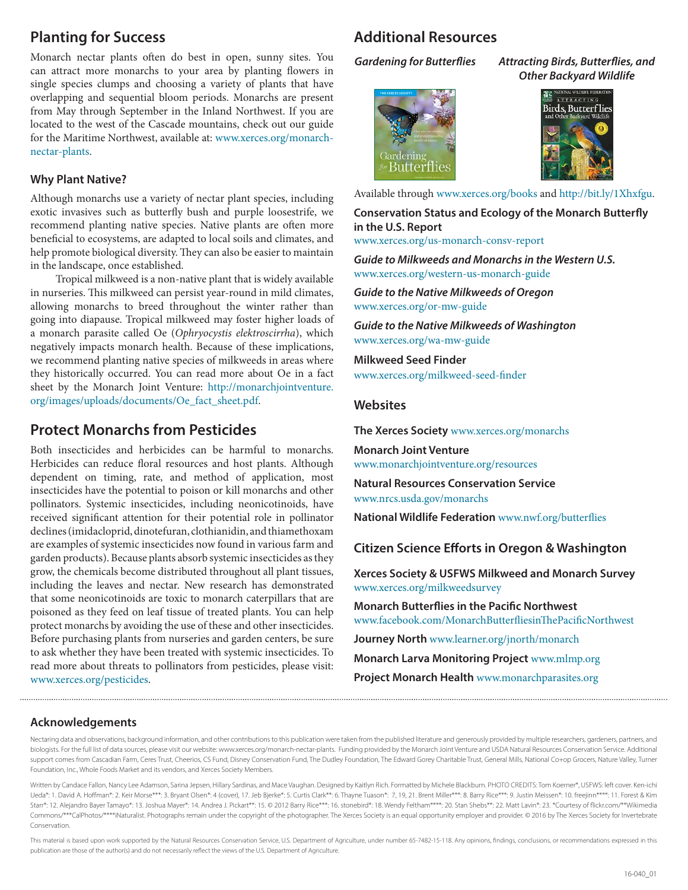## Planting for Success

Monarch nectar plants often do best in open, sunny sites. You can attract more monarchs to your area by planting flowers in single species clumps and choosing a variety of plants that have overlapping and sequential bloom periods. Monarchs are present from May through September in the Inland Northwest. If you are located to the west of the Cascade mountains, check out our guide for the Maritime Northwest, available at: www.xerces.org/monarch-nectar-plants.

### Why Plant Native?

Although monarchs use a variety of nectar plant species, including exotic invasives such as butterfly bush and purple loosestrife, we recommend planting native species. Native plants are often more beneficial to ecosystems, are adapted to local soils and climates, and help promote biological diversity. They can also be easier to maintain in the landscape, once established.

Tropical milkweed is a non-native plant that is widely available in nurseries. This milkweed can persist year-round in mild climates, allowing monarchs to breed throughout the winter rather than going into diapause. Tropical milkweed may foster higher loads of a monarch parasite called Oe (*Ophryocystis elektroscirrha*), which negatively impacts monarch health. Because of these implications, we recommend planting native species of milkweeds in areas where they historically occurred. You can read more about Oe in a fact sheet by the Monarch Joint Venture: http://monarchjointventure.org/images/uploads/documents/Oe_fact_sheet.pdf.

## Protect Monarchs from Pesticides

Both insecticides and herbicides can be harmful to monarchs. Herbicides can reduce floral resources and host plants. Although dependent on timing, rate, and method of application, most insecticides have the potential to poison or kill monarchs and other pollinators. Systemic insecticides, including neonicotinoids, have received significant attention for their potential role in pollinator declines (imidacloprid, dinotefuran, clothianidin, and thiamethoxam are examples of systemic insecticides now found in various farm and garden products). Because plants absorb systemic insecticides as they grow, the chemicals become distributed throughout all plant tissues, including the leaves and nectar. New research has demonstrated that some neonicotinoids are toxic to monarch caterpillars that are poisoned as they feed on leaf tissue of treated plants. You can help protect monarchs by avoiding the use of these and other insecticides. Before purchasing plants from nurseries and garden centers, be sure to ask whether they have been treated with systemic insecticides. To read more about threats to pollinators from pesticides, please visit: www.xerces.org/pesticides.

## Additional Resources

***Gardening for Butterflies***

***Attracting Birds, Butterflies, and Other Backyard Wildlife***

Available through www.xerces.org/books and http://bit.ly/1Xhxfgu.

**Conservation Status and Ecology of the Monarch Butterfly in the U.S. Report**
www.xerces.org/us-monarch-consv-report

***Guide to Milkweeds and Monarchs in the Western U.S.***
www.xerces.org/western-us-monarch-guide

***Guide to the Native Milkweeds of Oregon***
www.xerces.org/or-mw-guide

***Guide to the Native Milkweeds of Washington***
www.xerces.org/wa-mw-guide

**Milkweed Seed Finder**
www.xerces.org/milkweed-seed-finder

### Websites

**The Xerces Society** www.xerces.org/monarchs

**Monarch Joint Venture**
www.monarchjointventure.org/resources

**Natural Resources Conservation Service**
www.nrcs.usda.gov/monarchs

**National Wildlife Federation** www.nwf.org/butterflies

### Citizen Science Efforts in Oregon & Washington

**Xerces Society & USFWS Milkweed and Monarch Survey**
www.xerces.org/milkweedsurvey

**Monarch Butterflies in the Pacific Northwest**
www.facebook.com/MonarchButterfliesinThePacificNorthwest

**Journey North** www.learner.org/jnorth/monarch

**Monarch Larva Monitoring Project** www.mlmp.org

**Project Monarch Health** www.monarchparasites.org

## Acknowledgements

Nectaring data and observations, background information, and other contributions to this publication were taken from the published literature and generously provided by multiple researchers, gardeners, partners, and biologists. For the full list of data sources, please visit our website: www.xerces.org/monarch-nectar-plants. Funding provided by the Monarch Joint Venture and USDA Natural Resources Conservation Service. Additional support comes from Cascadian Farm, Ceres Trust, Cheerios, CS Fund, Disney Conservation Fund, The Dudley Foundation, The Edward Gorey Charitable Trust, General Mills, National Co+op Grocers, Nature Valley, Turner Foundation, Inc., Whole Foods Market and its vendors, and Xerces Society Members.

Written by Candace Fallon, Nancy Lee Adamson, Sarina Jepsen, Hillary Sardinas, and Mace Vaughan. Designed by Kaitlyn Rich. Formatted by Michele Blackburn. PHOTO CREDITS: Tom Koerner*, USFWS: left cover. Ken-ichi Ueda*: 1. David A. Hoffman*: 2. Keir Morse***: 3. Bryant Olsen*: 4 (cover), 17. Jeb Bjerke*: 5. Curtis Clark**: 6. Thayne Tuason*: 7, 19, 21. Brent Miller***: 8. Barry Rice***: 9. Justin Meissen*: 10. freejinn****: 11. Forest & Kim Starr*: 12. Alejandro Bayer Tamayo*: 13. Joshua Mayer*: 14. Andrea J. Pickart**: 15. © 2012 Barry Rice***: 16. stonebird*: 18. Wendy Feltham****: 20. Stan Shebs**: 22. Matt Lavin*: 23. *Courtesy of flickr.com/**Wikimedia Commons/***CalPhotos/****iNaturalist. Photographs remain under the copyright of the photographer. The Xerces Society is an equal opportunity employer and provider. © 2016 by The Xerces Society for Invertebrate Conservation.

This material is based upon work supported by the Natural Resources Conservation Service, U.S. Department of Agriculture, under number 65-7482-15-118. Any opinions, findings, conclusions, or recommendations expressed in this publication are those of the author(s) and do not necessarily reflect the views of the U.S. Department of Agriculture.

16-040_01